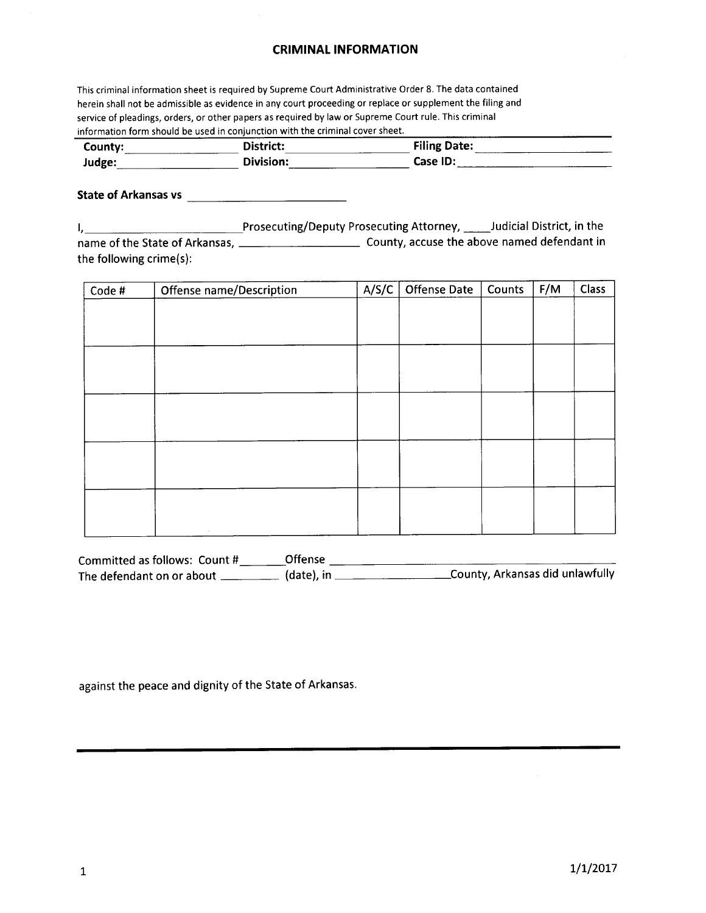# CRIMINAL INFORMATION

This criminal information sheet is required by Supreme Court Administrative Order 8. The data contained herein shall not be admissible as evidence in any court proceeding or replace or supplement the filing and service of pleadings, orders, or other papers as required by law or Supreme Court rule. This criminal information form should be used in conjunction with the criminal cover sheet.

| | | |
|---|---|---|
| **County:** ________________ | **District:** ________________ | **Filing Date:** ________________ |
| **Judge:** ________________ | **Division:** ________________ | **Case ID:** ________________ |

**State of Arkansas vs** ________________________

I, ________________________ Prosecuting/Deputy Prosecuting Attorney, ____ Judicial District, in the name of the State of Arkansas, __________________ County, accuse the above named defendant in the following crime(s):

| Code # | Offense name/Description | A/S/C | Offense Date | Counts | F/M | Class |
|---|---|---|---|---|---|---|
| | | | | | | |
| | | | | | | |
| | | | | | | |
| | | | | | | |
| | | | | | | |

Committed as follows: Count # _______ Offense ____________________________________________
The defendant on or about _________ (date), in __________________ County, Arkansas did unlawfully

against the peace and dignity of the State of Arkansas.

---

1/1/2017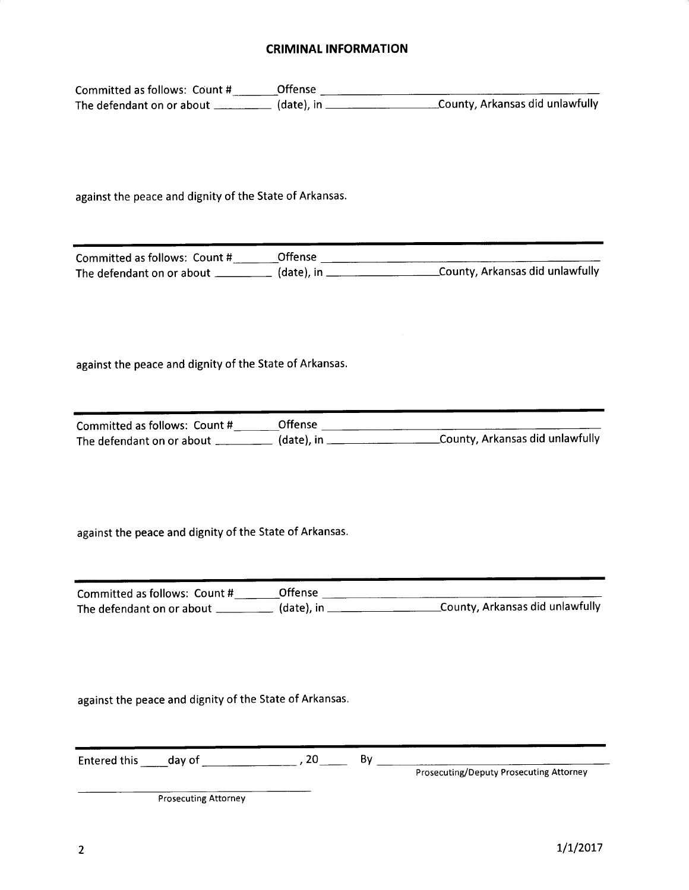## CRIMINAL INFORMATION

Committed as follows: Count # _______ Offense ________________________________________
The defendant on or about _________ (date), in __________________ County, Arkansas did unlawfully

against the peace and dignity of the State of Arkansas.

---

Committed as follows: Count # _______ Offense ________________________________________
The defendant on or about _________ (date), in __________________ County, Arkansas did unlawfully

against the peace and dignity of the State of Arkansas.

---

Committed as follows: Count # _______ Offense ________________________________________
The defendant on or about _________ (date), in __________________ County, Arkansas did unlawfully

against the peace and dignity of the State of Arkansas.

---

Committed as follows: Count # _______ Offense ________________________________________
The defendant on or about _________ (date), in __________________ County, Arkansas did unlawfully

against the peace and dignity of the State of Arkansas.

---

Entered this _____ day of _______________, 20_____ By ________________________________
Prosecuting/Deputy Prosecuting Attorney

________________________________
Prosecuting Attorney

1/1/2017